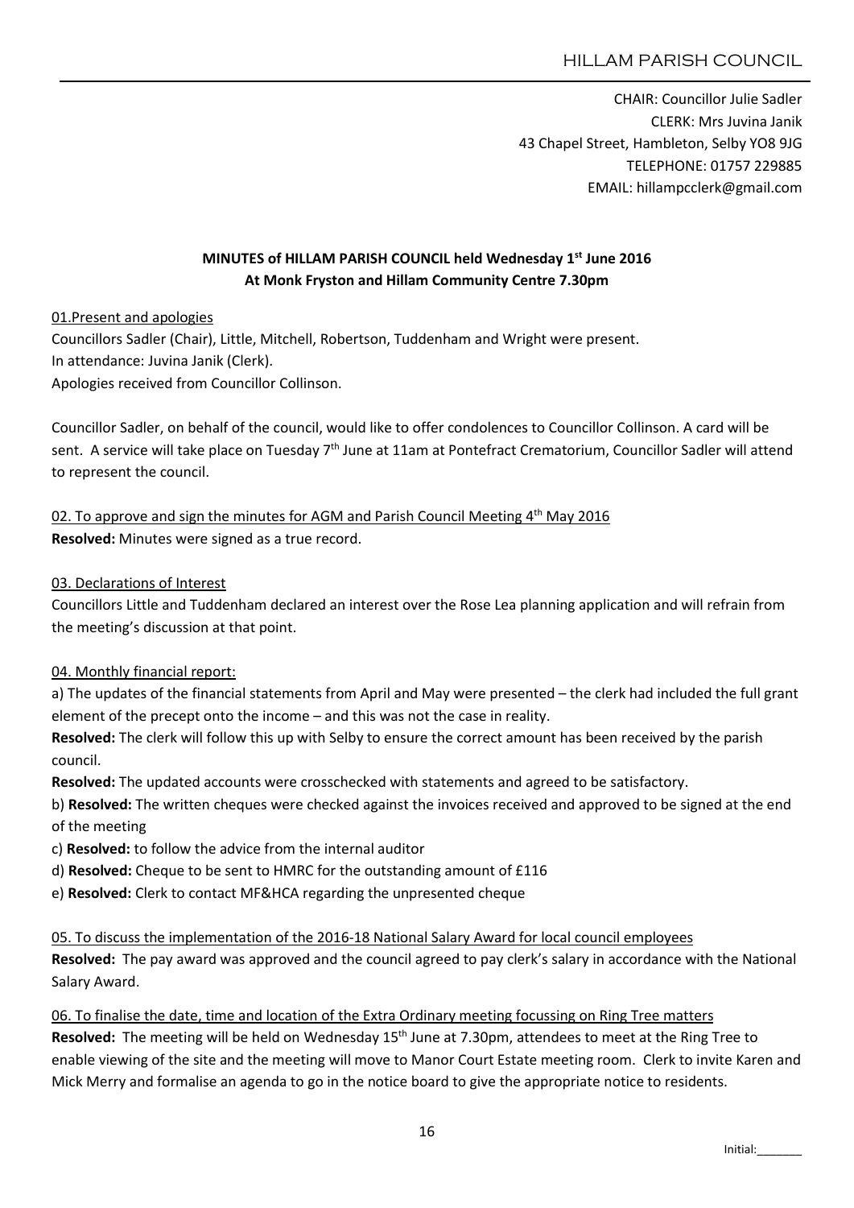# HILLAM PARISH COUNCIL

CHAIR: Councillor Julie Sadler
CLERK: Mrs Juvina Janik
43 Chapel Street, Hambleton, Selby YO8 9JG
TELEPHONE: 01757 229885
EMAIL: hillampcclerk@gmail.com

## MINUTES of HILLAM PARISH COUNCIL held Wednesday 1st June 2016
## At Monk Fryston and Hillam Community Centre 7.30pm

### 01.Present and apologies

Councillors Sadler (Chair), Little, Mitchell, Robertson, Tuddenham and Wright were present.
In attendance: Juvina Janik (Clerk).
Apologies received from Councillor Collinson.

Councillor Sadler, on behalf of the council, would like to offer condolences to Councillor Collinson. A card will be sent. A service will take place on Tuesday 7th June at 11am at Pontefract Crematorium, Councillor Sadler will attend to represent the council.

### 02. To approve and sign the minutes for AGM and Parish Council Meeting 4th May 2016

**Resolved:** Minutes were signed as a true record.

### 03. Declarations of Interest

Councillors Little and Tuddenham declared an interest over the Rose Lea planning application and will refrain from the meeting's discussion at that point.

### 04. Monthly financial report:

a) The updates of the financial statements from April and May were presented – the clerk had included the full grant element of the precept onto the income – and this was not the case in reality.

**Resolved:** The clerk will follow this up with Selby to ensure the correct amount has been received by the parish council.

**Resolved:** The updated accounts were crosschecked with statements and agreed to be satisfactory.

b) **Resolved:** The written cheques were checked against the invoices received and approved to be signed at the end of the meeting

c) **Resolved:** to follow the advice from the internal auditor

d) **Resolved:** Cheque to be sent to HMRC for the outstanding amount of £116

e) **Resolved:** Clerk to contact MF&HCA regarding the unpresented cheque

### 05. To discuss the implementation of the 2016-18 National Salary Award for local council employees

**Resolved:** The pay award was approved and the council agreed to pay clerk's salary in accordance with the National Salary Award.

### 06. To finalise the date, time and location of the Extra Ordinary meeting focussing on Ring Tree matters

**Resolved:** The meeting will be held on Wednesday 15th June at 7.30pm, attendees to meet at the Ring Tree to enable viewing of the site and the meeting will move to Manor Court Estate meeting room. Clerk to invite Karen and Mick Merry and formalise an agenda to go in the notice board to give the appropriate notice to residents.

Initial:_______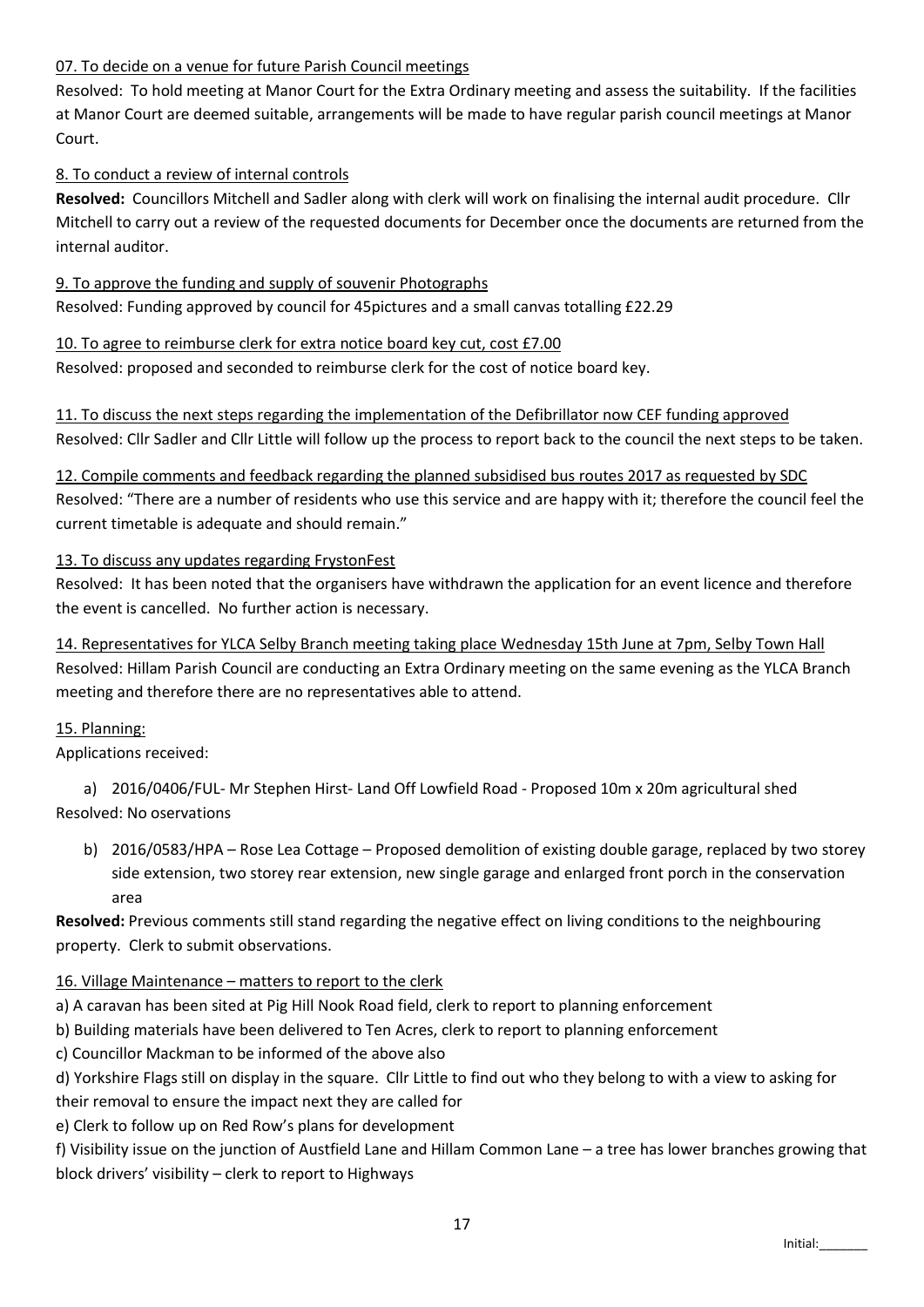07. To decide on a venue for future Parish Council meetings

Resolved: To hold meeting at Manor Court for the Extra Ordinary meeting and assess the suitability. If the facilities at Manor Court are deemed suitable, arrangements will be made to have regular parish council meetings at Manor Court.

8. To conduct a review of internal controls

**Resolved:** Councillors Mitchell and Sadler along with clerk will work on finalising the internal audit procedure. Cllr Mitchell to carry out a review of the requested documents for December once the documents are returned from the internal auditor.

9. To approve the funding and supply of souvenir Photographs

Resolved: Funding approved by council for 45pictures and a small canvas totalling £22.29

10. To agree to reimburse clerk for extra notice board key cut, cost £7.00

Resolved: proposed and seconded to reimburse clerk for the cost of notice board key.

11. To discuss the next steps regarding the implementation of the Defibrillator now CEF funding approved

Resolved: Cllr Sadler and Cllr Little will follow up the process to report back to the council the next steps to be taken.

12. Compile comments and feedback regarding the planned subsidised bus routes 2017 as requested by SDC

Resolved: "There are a number of residents who use this service and are happy with it; therefore the council feel the current timetable is adequate and should remain."

13. To discuss any updates regarding FrystonFest

Resolved: It has been noted that the organisers have withdrawn the application for an event licence and therefore the event is cancelled. No further action is necessary.

14. Representatives for YLCA Selby Branch meeting taking place Wednesday 15th June at 7pm, Selby Town Hall

Resolved: Hillam Parish Council are conducting an Extra Ordinary meeting on the same evening as the YLCA Branch meeting and therefore there are no representatives able to attend.

15. Planning:

Applications received:

a) 2016/0406/FUL- Mr Stephen Hirst- Land Off Lowfield Road - Proposed 10m x 20m agricultural shed

Resolved: No oservations

b) 2016/0583/HPA – Rose Lea Cottage – Proposed demolition of existing double garage, replaced by two storey side extension, two storey rear extension, new single garage and enlarged front porch in the conservation area

**Resolved:** Previous comments still stand regarding the negative effect on living conditions to the neighbouring property. Clerk to submit observations.

16. Village Maintenance – matters to report to the clerk

a) A caravan has been sited at Pig Hill Nook Road field, clerk to report to planning enforcement

b) Building materials have been delivered to Ten Acres, clerk to report to planning enforcement

c) Councillor Mackman to be informed of the above also

d) Yorkshire Flags still on display in the square. Cllr Little to find out who they belong to with a view to asking for their removal to ensure the impact next they are called for

e) Clerk to follow up on Red Row's plans for development

f) Visibility issue on the junction of Austfield Lane and Hillam Common Lane – a tree has lower branches growing that block drivers' visibility – clerk to report to Highways

Initial:_______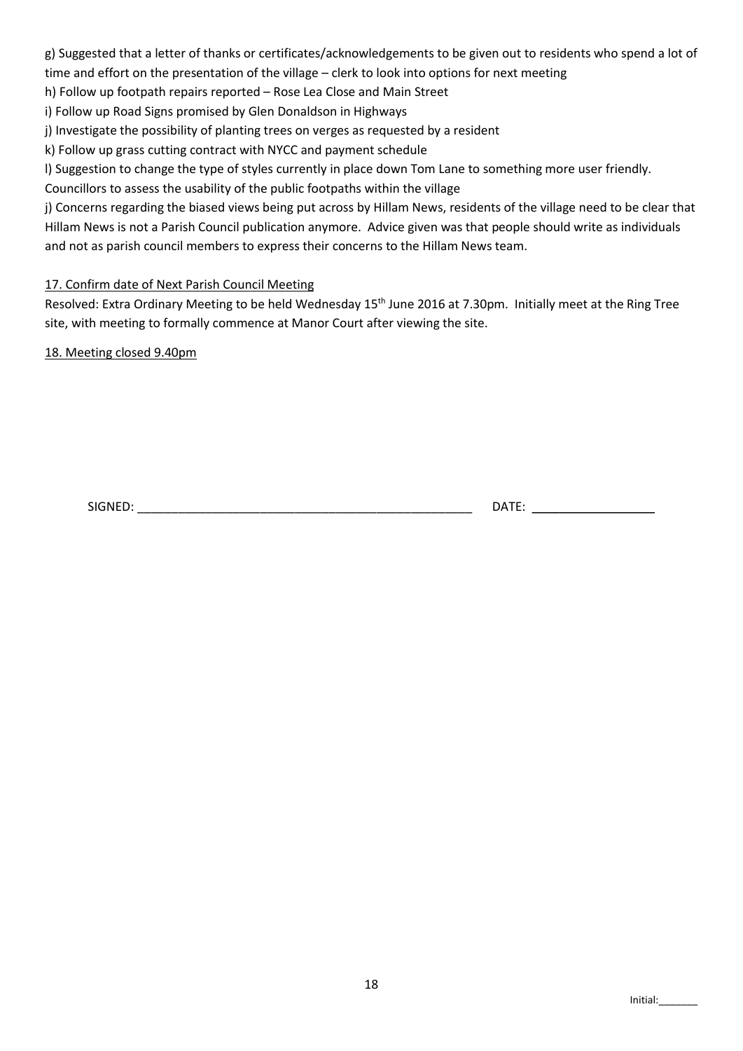g) Suggested that a letter of thanks or certificates/acknowledgements to be given out to residents who spend a lot of time and effort on the presentation of the village – clerk to look into options for next meeting

h) Follow up footpath repairs reported – Rose Lea Close and Main Street

i) Follow up Road Signs promised by Glen Donaldson in Highways

j) Investigate the possibility of planting trees on verges as requested by a resident

k) Follow up grass cutting contract with NYCC and payment schedule

l) Suggestion to change the type of styles currently in place down Tom Lane to something more user friendly. Councillors to assess the usability of the public footpaths within the village

j) Concerns regarding the biased views being put across by Hillam News, residents of the village need to be clear that Hillam News is not a Parish Council publication anymore. Advice given was that people should write as individuals and not as parish council members to express their concerns to the Hillam News team.

17. Confirm date of Next Parish Council Meeting

Resolved: Extra Ordinary Meeting to be held Wednesday 15th June 2016 at 7.30pm. Initially meet at the Ring Tree site, with meeting to formally commence at Manor Court after viewing the site.

18. Meeting closed 9.40pm

SIGNED: ___________________________________________________ DATE: __________________

Initial:_______